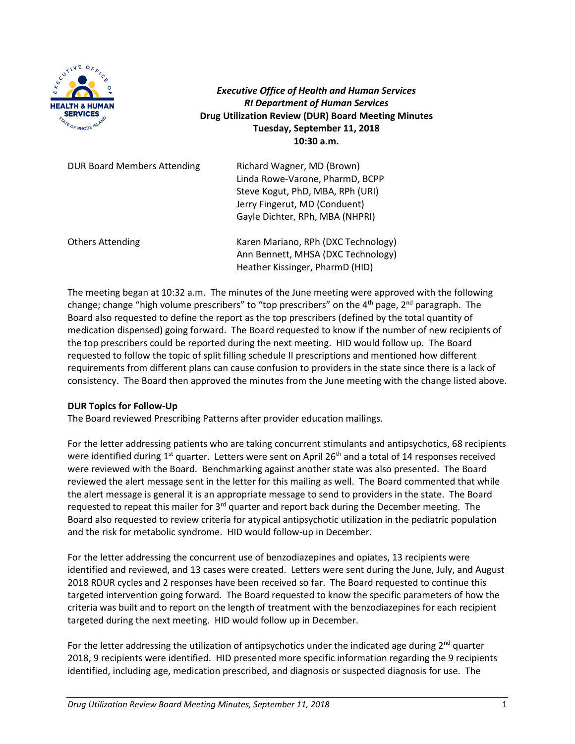***Executive Office of Health and Human Services***
***RI Department of Human Services***
**Drug Utilization Review (DUR) Board Meeting Minutes**
**Tuesday, September 11, 2018**
**10:30 a.m.**

| | |
|---|---|
| DUR Board Members Attending | Richard Wagner, MD (Brown)<br>Linda Rowe-Varone, PharmD, BCPP<br>Steve Kogut, PhD, MBA, RPh (URI)<br>Jerry Fingerut, MD (Conduent)<br>Gayle Dichter, RPh, MBA (NHPRI) |
| Others Attending | Karen Mariano, RPh (DXC Technology)<br>Ann Bennett, MHSA (DXC Technology)<br>Heather Kissinger, PharmD (HID) |

The meeting began at 10:32 a.m. The minutes of the June meeting were approved with the following change; change "high volume prescribers" to "top prescribers" on the 4th page, 2nd paragraph. The Board also requested to define the report as the top prescribers (defined by the total quantity of medication dispensed) going forward. The Board requested to know if the number of new recipients of the top prescribers could be reported during the next meeting. HID would follow up. The Board requested to follow the topic of split filling schedule II prescriptions and mentioned how different requirements from different plans can cause confusion to providers in the state since there is a lack of consistency. The Board then approved the minutes from the June meeting with the change listed above.

**DUR Topics for Follow-Up**

The Board reviewed Prescribing Patterns after provider education mailings.

For the letter addressing patients who are taking concurrent stimulants and antipsychotics, 68 recipients were identified during 1st quarter. Letters were sent on April 26th and a total of 14 responses received were reviewed with the Board. Benchmarking against another state was also presented. The Board reviewed the alert message sent in the letter for this mailing as well. The Board commented that while the alert message is general it is an appropriate message to send to providers in the state. The Board requested to repeat this mailer for 3rd quarter and report back during the December meeting. The Board also requested to review criteria for atypical antipsychotic utilization in the pediatric population and the risk for metabolic syndrome. HID would follow-up in December.

For the letter addressing the concurrent use of benzodiazepines and opiates, 13 recipients were identified and reviewed, and 13 cases were created. Letters were sent during the June, July, and August 2018 RDUR cycles and 2 responses have been received so far. The Board requested to continue this targeted intervention going forward. The Board requested to know the specific parameters of how the criteria was built and to report on the length of treatment with the benzodiazepines for each recipient targeted during the next meeting. HID would follow up in December.

For the letter addressing the utilization of antipsychotics under the indicated age during 2nd quarter 2018, 9 recipients were identified. HID presented more specific information regarding the 9 recipients identified, including age, medication prescribed, and diagnosis or suspected diagnosis for use. The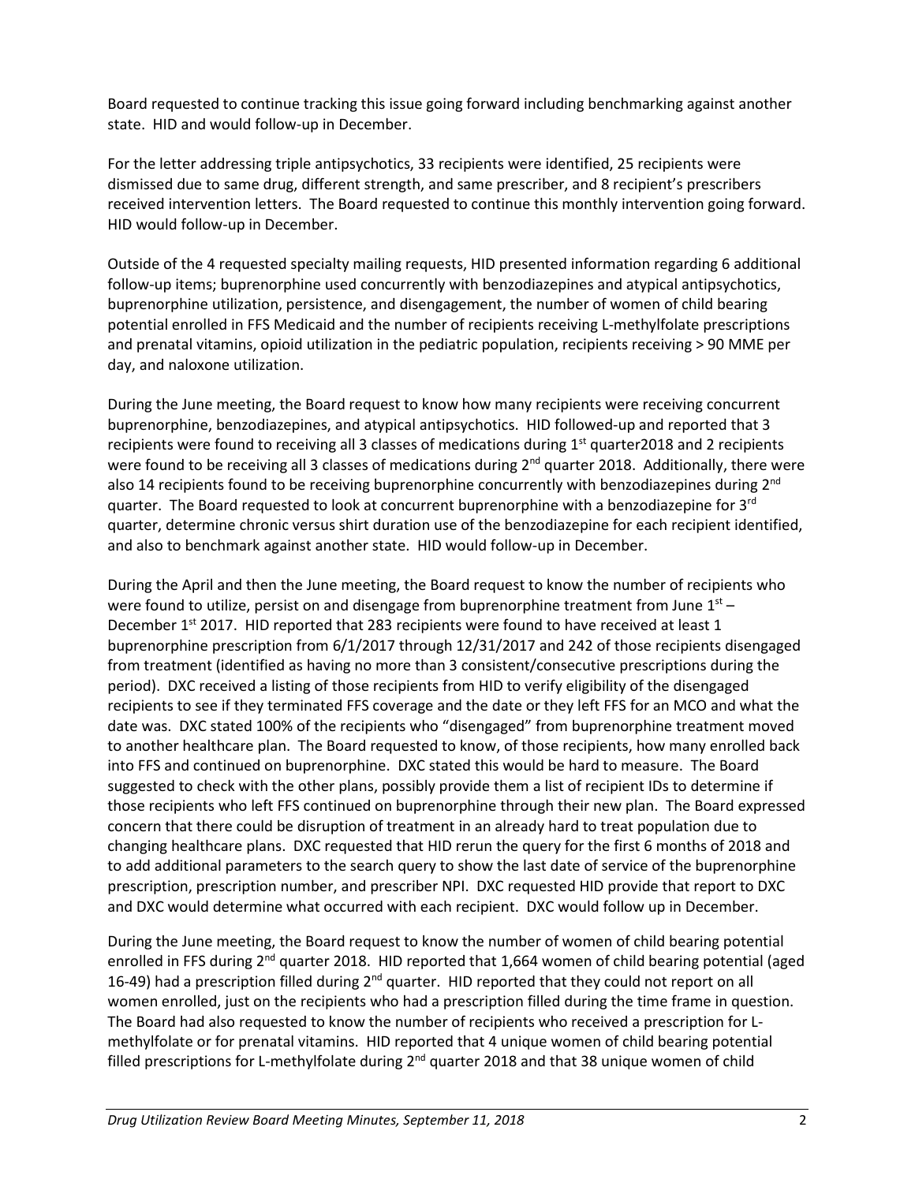Board requested to continue tracking this issue going forward including benchmarking against another state. HID and would follow-up in December.

For the letter addressing triple antipsychotics, 33 recipients were identified, 25 recipients were dismissed due to same drug, different strength, and same prescriber, and 8 recipient's prescribers received intervention letters. The Board requested to continue this monthly intervention going forward. HID would follow-up in December.

Outside of the 4 requested specialty mailing requests, HID presented information regarding 6 additional follow-up items; buprenorphine used concurrently with benzodiazepines and atypical antipsychotics, buprenorphine utilization, persistence, and disengagement, the number of women of child bearing potential enrolled in FFS Medicaid and the number of recipients receiving L-methylfolate prescriptions and prenatal vitamins, opioid utilization in the pediatric population, recipients receiving > 90 MME per day, and naloxone utilization.

During the June meeting, the Board request to know how many recipients were receiving concurrent buprenorphine, benzodiazepines, and atypical antipsychotics. HID followed-up and reported that 3 recipients were found to receiving all 3 classes of medications during 1st quarter2018 and 2 recipients were found to be receiving all 3 classes of medications during 2nd quarter 2018. Additionally, there were also 14 recipients found to be receiving buprenorphine concurrently with benzodiazepines during 2nd quarter. The Board requested to look at concurrent buprenorphine with a benzodiazepine for 3rd quarter, determine chronic versus shirt duration use of the benzodiazepine for each recipient identified, and also to benchmark against another state. HID would follow-up in December.

During the April and then the June meeting, the Board request to know the number of recipients who were found to utilize, persist on and disengage from buprenorphine treatment from June 1st – December 1st 2017. HID reported that 283 recipients were found to have received at least 1 buprenorphine prescription from 6/1/2017 through 12/31/2017 and 242 of those recipients disengaged from treatment (identified as having no more than 3 consistent/consecutive prescriptions during the period). DXC received a listing of those recipients from HID to verify eligibility of the disengaged recipients to see if they terminated FFS coverage and the date or they left FFS for an MCO and what the date was. DXC stated 100% of the recipients who "disengaged" from buprenorphine treatment moved to another healthcare plan. The Board requested to know, of those recipients, how many enrolled back into FFS and continued on buprenorphine. DXC stated this would be hard to measure. The Board suggested to check with the other plans, possibly provide them a list of recipient IDs to determine if those recipients who left FFS continued on buprenorphine through their new plan. The Board expressed concern that there could be disruption of treatment in an already hard to treat population due to changing healthcare plans. DXC requested that HID rerun the query for the first 6 months of 2018 and to add additional parameters to the search query to show the last date of service of the buprenorphine prescription, prescription number, and prescriber NPI. DXC requested HID provide that report to DXC and DXC would determine what occurred with each recipient. DXC would follow up in December.

During the June meeting, the Board request to know the number of women of child bearing potential enrolled in FFS during 2nd quarter 2018. HID reported that 1,664 women of child bearing potential (aged 16-49) had a prescription filled during 2nd quarter. HID reported that they could not report on all women enrolled, just on the recipients who had a prescription filled during the time frame in question. The Board had also requested to know the number of recipients who received a prescription for L-methylfolate or for prenatal vitamins. HID reported that 4 unique women of child bearing potential filled prescriptions for L-methylfolate during 2nd quarter 2018 and that 38 unique women of child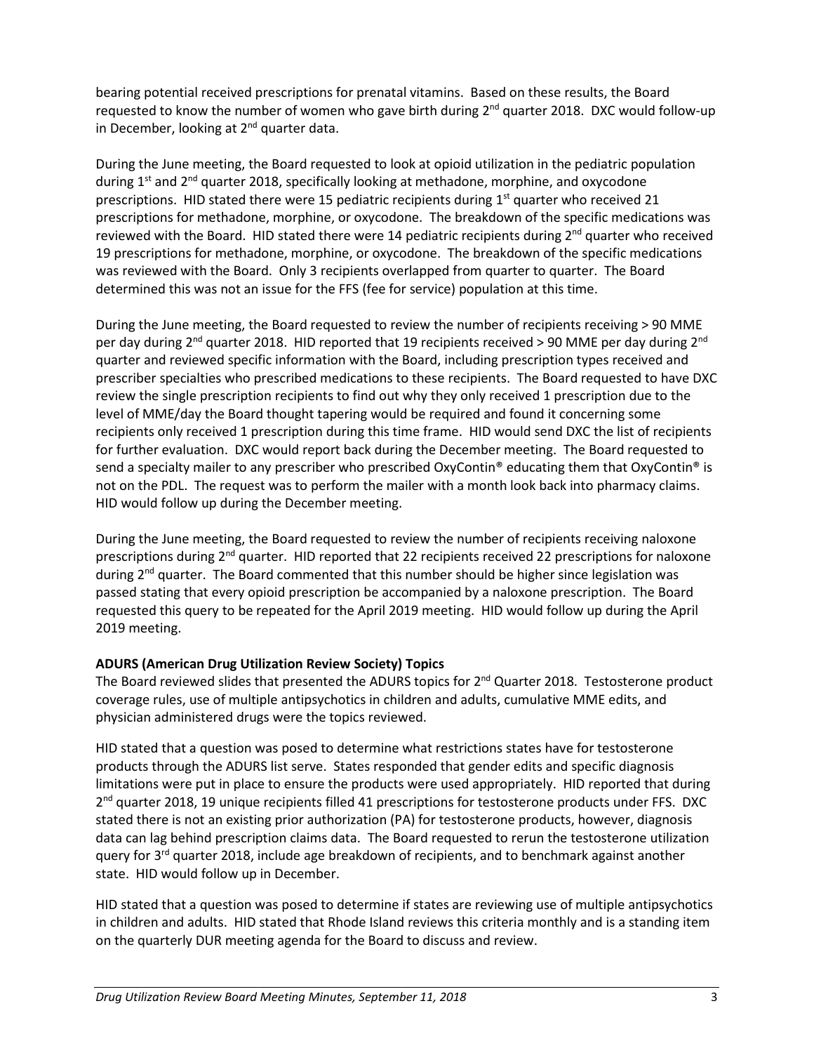bearing potential received prescriptions for prenatal vitamins. Based on these results, the Board requested to know the number of women who gave birth during 2nd quarter 2018. DXC would follow-up in December, looking at 2nd quarter data.

During the June meeting, the Board requested to look at opioid utilization in the pediatric population during 1st and 2nd quarter 2018, specifically looking at methadone, morphine, and oxycodone prescriptions. HID stated there were 15 pediatric recipients during 1st quarter who received 21 prescriptions for methadone, morphine, or oxycodone. The breakdown of the specific medications was reviewed with the Board. HID stated there were 14 pediatric recipients during 2nd quarter who received 19 prescriptions for methadone, morphine, or oxycodone. The breakdown of the specific medications was reviewed with the Board. Only 3 recipients overlapped from quarter to quarter. The Board determined this was not an issue for the FFS (fee for service) population at this time.

During the June meeting, the Board requested to review the number of recipients receiving > 90 MME per day during 2nd quarter 2018. HID reported that 19 recipients received > 90 MME per day during 2nd quarter and reviewed specific information with the Board, including prescription types received and prescriber specialties who prescribed medications to these recipients. The Board requested to have DXC review the single prescription recipients to find out why they only received 1 prescription due to the level of MME/day the Board thought tapering would be required and found it concerning some recipients only received 1 prescription during this time frame. HID would send DXC the list of recipients for further evaluation. DXC would report back during the December meeting. The Board requested to send a specialty mailer to any prescriber who prescribed OxyContin® educating them that OxyContin® is not on the PDL. The request was to perform the mailer with a month look back into pharmacy claims. HID would follow up during the December meeting.

During the June meeting, the Board requested to review the number of recipients receiving naloxone prescriptions during 2nd quarter. HID reported that 22 recipients received 22 prescriptions for naloxone during 2nd quarter. The Board commented that this number should be higher since legislation was passed stating that every opioid prescription be accompanied by a naloxone prescription. The Board requested this query to be repeated for the April 2019 meeting. HID would follow up during the April 2019 meeting.

**ADURS (American Drug Utilization Review Society) Topics**

The Board reviewed slides that presented the ADURS topics for 2nd Quarter 2018. Testosterone product coverage rules, use of multiple antipsychotics in children and adults, cumulative MME edits, and physician administered drugs were the topics reviewed.

HID stated that a question was posed to determine what restrictions states have for testosterone products through the ADURS list serve. States responded that gender edits and specific diagnosis limitations were put in place to ensure the products were used appropriately. HID reported that during 2nd quarter 2018, 19 unique recipients filled 41 prescriptions for testosterone products under FFS. DXC stated there is not an existing prior authorization (PA) for testosterone products, however, diagnosis data can lag behind prescription claims data. The Board requested to rerun the testosterone utilization query for 3rd quarter 2018, include age breakdown of recipients, and to benchmark against another state. HID would follow up in December.

HID stated that a question was posed to determine if states are reviewing use of multiple antipsychotics in children and adults. HID stated that Rhode Island reviews this criteria monthly and is a standing item on the quarterly DUR meeting agenda for the Board to discuss and review.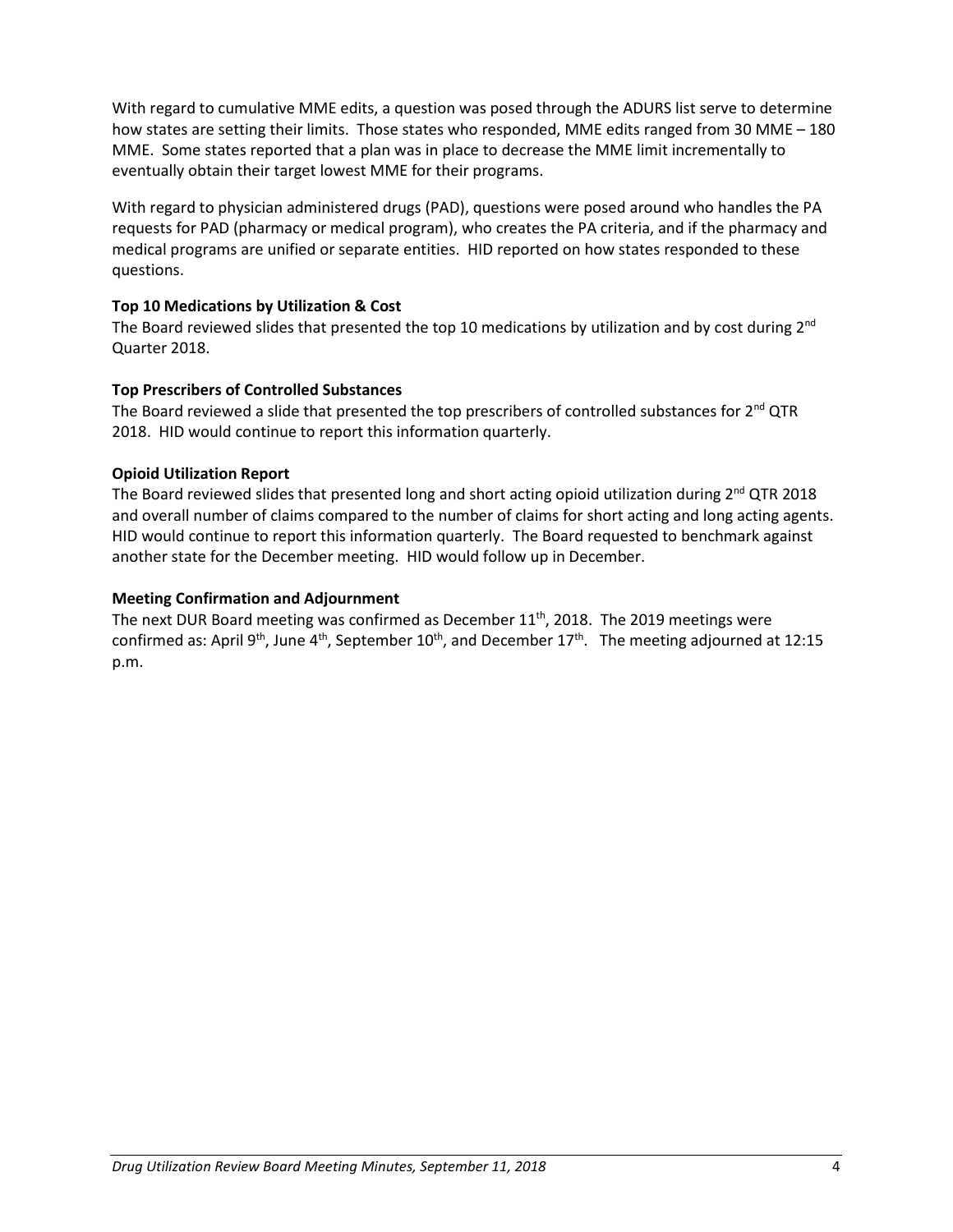With regard to cumulative MME edits, a question was posed through the ADURS list serve to determine how states are setting their limits. Those states who responded, MME edits ranged from 30 MME – 180 MME. Some states reported that a plan was in place to decrease the MME limit incrementally to eventually obtain their target lowest MME for their programs.

With regard to physician administered drugs (PAD), questions were posed around who handles the PA requests for PAD (pharmacy or medical program), who creates the PA criteria, and if the pharmacy and medical programs are unified or separate entities. HID reported on how states responded to these questions.

**Top 10 Medications by Utilization & Cost**

The Board reviewed slides that presented the top 10 medications by utilization and by cost during 2nd Quarter 2018.

**Top Prescribers of Controlled Substances**

The Board reviewed a slide that presented the top prescribers of controlled substances for 2nd QTR 2018. HID would continue to report this information quarterly.

**Opioid Utilization Report**

The Board reviewed slides that presented long and short acting opioid utilization during 2nd QTR 2018 and overall number of claims compared to the number of claims for short acting and long acting agents. HID would continue to report this information quarterly. The Board requested to benchmark against another state for the December meeting. HID would follow up in December.

**Meeting Confirmation and Adjournment**

The next DUR Board meeting was confirmed as December 11th, 2018. The 2019 meetings were confirmed as: April 9th, June 4th, September 10th, and December 17th. The meeting adjourned at 12:15 p.m.